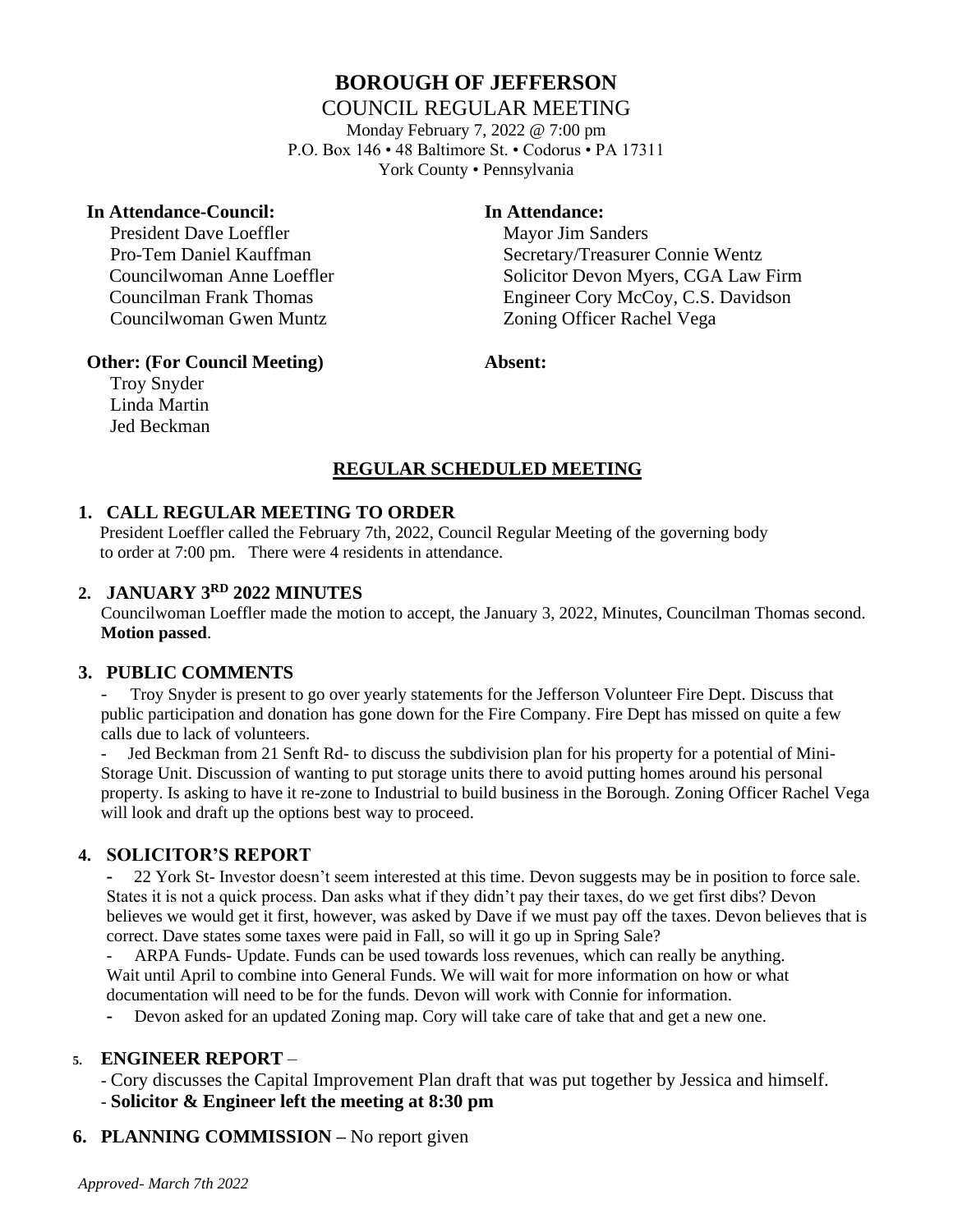# BOROUGH OF JEFFERSON

## COUNCIL REGULAR MEETING

Monday February 7, 2022 @ 7:00 pm
P.O. Box 146 • 48 Baltimore St. • Codorus • PA 17311
York County • Pennsylvania

**In Attendance-Council:**
President Dave Loeffler
Pro-Tem Daniel Kauffman
Councilwoman Anne Loeffler
Councilman Frank Thomas
Councilwoman Gwen Muntz

**In Attendance:**
Mayor Jim Sanders
Secretary/Treasurer Connie Wentz
Solicitor Devon Myers, CGA Law Firm
Engineer Cory McCoy, C.S. Davidson
Zoning Officer Rachel Vega

**Other: (For Council Meeting)**
Troy Snyder
Linda Martin
Jed Beckman

**Absent:**

## REGULAR SCHEDULED MEETING

### 1. CALL REGULAR MEETING TO ORDER

President Loeffler called the February 7th, 2022, Council Regular Meeting of the governing body to order at 7:00 pm. There were 4 residents in attendance.

### 2. JANUARY 3RD 2022 MINUTES

Councilwoman Loeffler made the motion to accept, the January 3, 2022, Minutes, Councilman Thomas second. **Motion passed**.

### 3. PUBLIC COMMENTS

- Troy Snyder is present to go over yearly statements for the Jefferson Volunteer Fire Dept. Discuss that public participation and donation has gone down for the Fire Company. Fire Dept has missed on quite a few calls due to lack of volunteers.
- Jed Beckman from 21 Senft Rd- to discuss the subdivision plan for his property for a potential of Mini-Storage Unit. Discussion of wanting to put storage units there to avoid putting homes around his personal property. Is asking to have it re-zone to Industrial to build business in the Borough. Zoning Officer Rachel Vega will look and draft up the options best way to proceed.

### 4. SOLICITOR'S REPORT

- 22 York St- Investor doesn't seem interested at this time. Devon suggests may be in position to force sale. States it is not a quick process. Dan asks what if they didn't pay their taxes, do we get first dibs? Devon believes we would get it first, however, was asked by Dave if we must pay off the taxes. Devon believes that is correct. Dave states some taxes were paid in Fall, so will it go up in Spring Sale?
- ARPA Funds- Update. Funds can be used towards loss revenues, which can really be anything. Wait until April to combine into General Funds. We will wait for more information on how or what documentation will need to be for the funds. Devon will work with Connie for information.
- Devon asked for an updated Zoning map. Cory will take care of take that and get a new one.

### 5. ENGINEER REPORT –

- Cory discusses the Capital Improvement Plan draft that was put together by Jessica and himself.
- **Solicitor & Engineer left the meeting at 8:30 pm**

### 6. PLANNING COMMISSION – No report given

*Approved- March 7th 2022*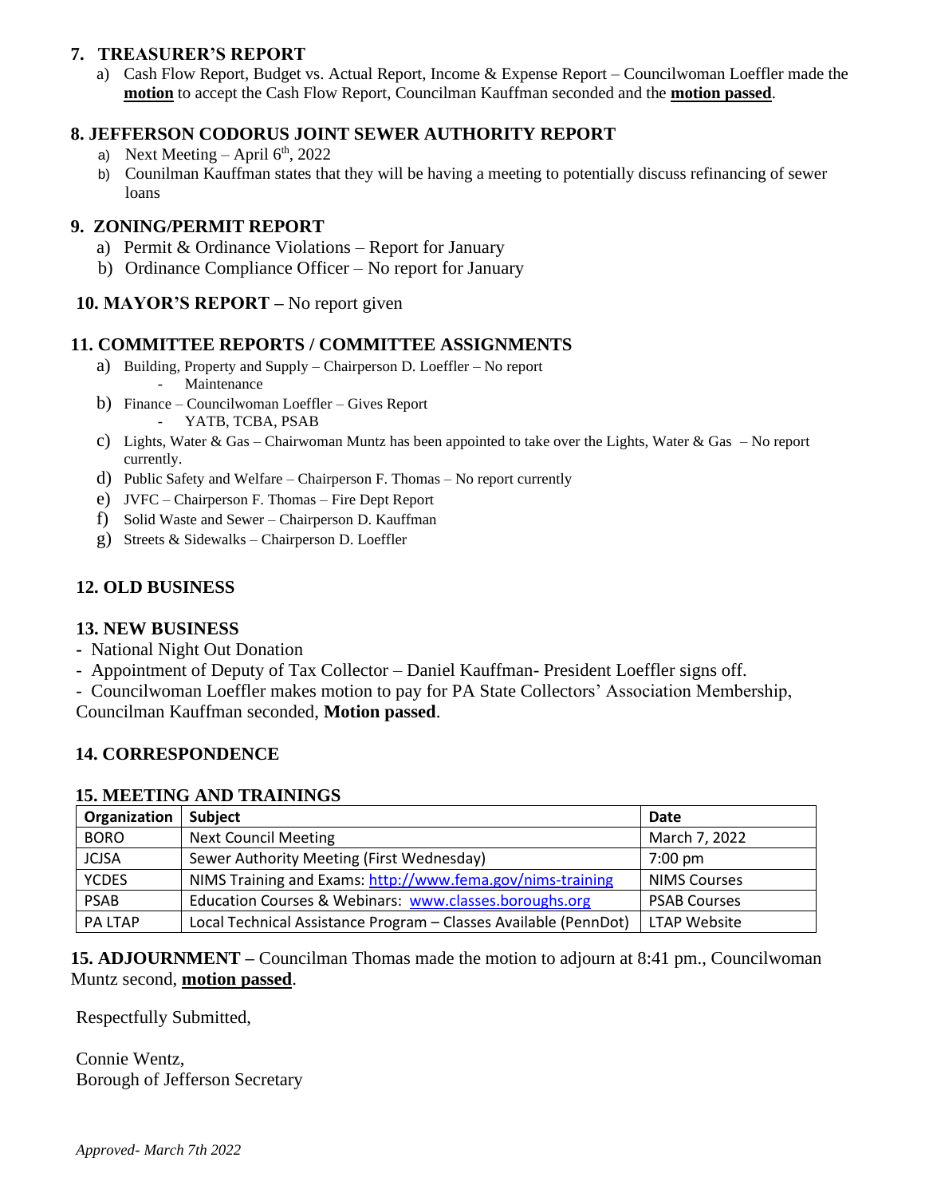## 7. TREASURER'S REPORT

a) Cash Flow Report, Budget vs. Actual Report, Income & Expense Report – Councilwoman Loeffler made the **motion** to accept the Cash Flow Report, Councilman Kauffman seconded and the **motion passed**.

## 8. JEFFERSON CODORUS JOINT SEWER AUTHORITY REPORT

a) Next Meeting – April 6th, 2022
b) Counilman Kauffman states that they will be having a meeting to potentially discuss refinancing of sewer loans

## 9. ZONING/PERMIT REPORT

a) Permit & Ordinance Violations – Report for January
b) Ordinance Compliance Officer – No report for January

## 10. MAYOR'S REPORT – No report given

## 11. COMMITTEE REPORTS / COMMITTEE ASSIGNMENTS

a) Building, Property and Supply – Chairperson D. Loeffler – No report
   - Maintenance
b) Finance – Councilwoman Loeffler – Gives Report
   - YATB, TCBA, PSAB
c) Lights, Water & Gas – Chairwoman Muntz has been appointed to take over the Lights, Water & Gas – No report currently.
d) Public Safety and Welfare – Chairperson F. Thomas – No report currently
e) JVFC – Chairperson F. Thomas – Fire Dept Report
f) Solid Waste and Sewer – Chairperson D. Kauffman
g) Streets & Sidewalks – Chairperson D. Loeffler

## 12. OLD BUSINESS

## 13. NEW BUSINESS

- National Night Out Donation
- Appointment of Deputy of Tax Collector – Daniel Kauffman- President Loeffler signs off.
- Councilwoman Loeffler makes motion to pay for PA State Collectors' Association Membership, Councilman Kauffman seconded, **Motion passed**.

## 14. CORRESPONDENCE

## 15. MEETING AND TRAININGS

| Organization | Subject | Date |
|---|---|---|
| BORO | Next Council Meeting | March 7, 2022 |
| JCJSA | Sewer Authority Meeting (First Wednesday) | 7:00 pm |
| YCDES | NIMS Training and Exams: http://www.fema.gov/nims-training | NIMS Courses |
| PSAB | Education Courses & Webinars: www.classes.boroughs.org | PSAB Courses |
| PA LTAP | Local Technical Assistance Program – Classes Available (PennDot) | LTAP Website |

**15. ADJOURNMENT –** Councilman Thomas made the motion to adjourn at 8:41 pm., Councilwoman Muntz second, **motion passed**.

Respectfully Submitted,

Connie Wentz,
Borough of Jefferson Secretary

*Approved- March 7th 2022*